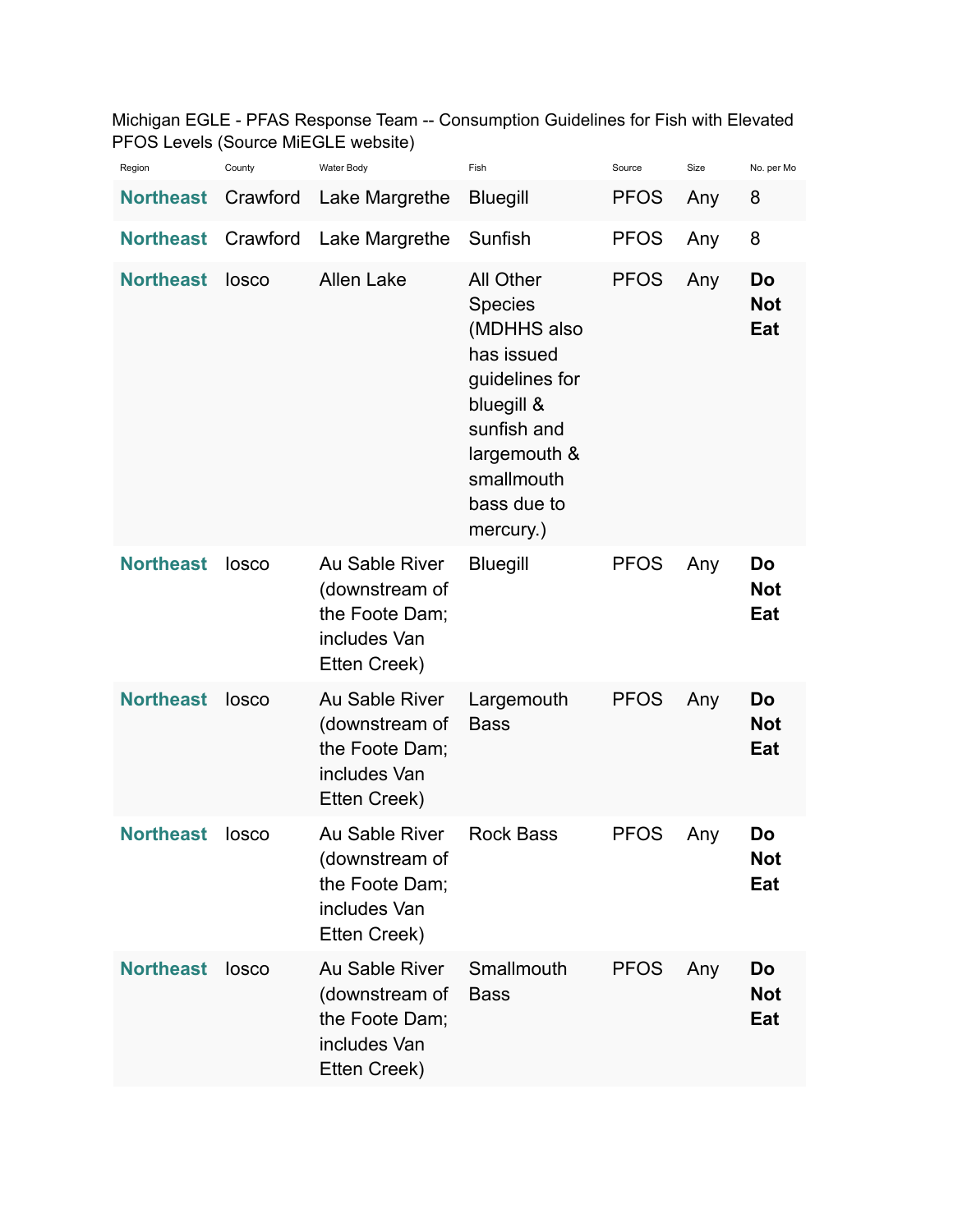Michigan EGLE - PFAS Response Team -- Consumption Guidelines for Fish with Elevated PFOS Levels (Source MiEGLE website)

| Region | County | Water Body | Fish | Source | Size | No. per Mo |
|---|---|---|---|---|---|---|
| **Northeast** | Crawford | Lake Margrethe | Bluegill | PFOS | Any | 8 |
| **Northeast** | Crawford | Lake Margrethe | Sunfish | PFOS | Any | 8 |
| **Northeast** | Iosco | Allen Lake | All Other Species (MDHHS also has issued guidelines for bluegill & sunfish and largemouth & smallmouth bass due to mercury.) | PFOS | Any | **Do Not Eat** |
| **Northeast** | Iosco | Au Sable River (downstream of the Foote Dam; includes Van Etten Creek) | Bluegill | PFOS | Any | **Do Not Eat** |
| **Northeast** | Iosco | Au Sable River (downstream of the Foote Dam; includes Van Etten Creek) | Largemouth Bass | PFOS | Any | **Do Not Eat** |
| **Northeast** | Iosco | Au Sable River (downstream of the Foote Dam; includes Van Etten Creek) | Rock Bass | PFOS | Any | **Do Not Eat** |
| **Northeast** | Iosco | Au Sable River (downstream of the Foote Dam; includes Van Etten Creek) | Smallmouth Bass | PFOS | Any | **Do Not Eat** |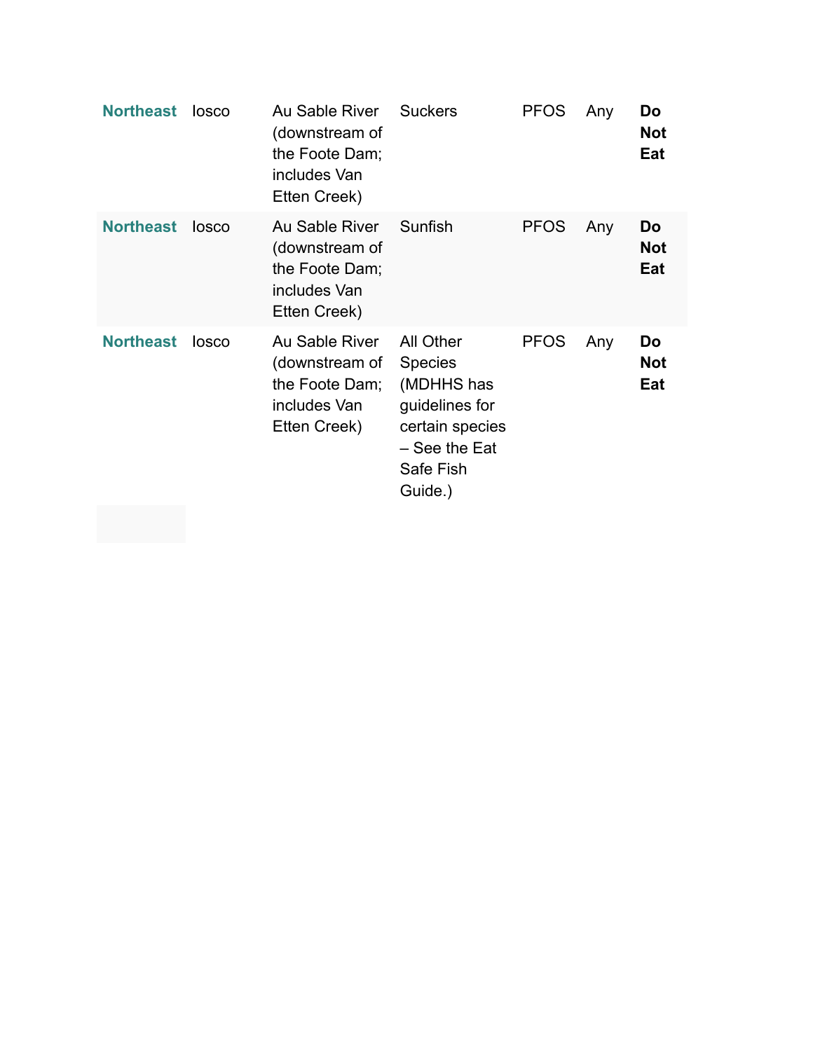| | | | | | | |
|---|---|---|---|---|---|---|
| **Northeast** | Iosco | Au Sable River (downstream of the Foote Dam; includes Van Etten Creek) | Suckers | PFOS | Any | **Do Not Eat** |
| **Northeast** | Iosco | Au Sable River (downstream of the Foote Dam; includes Van Etten Creek) | Sunfish | PFOS | Any | **Do Not Eat** |
| **Northeast** | Iosco | Au Sable River (downstream of the Foote Dam; includes Van Etten Creek) | All Other Species (MDHHS has guidelines for certain species – See the Eat Safe Fish Guide.) | PFOS | Any | **Do Not Eat** |